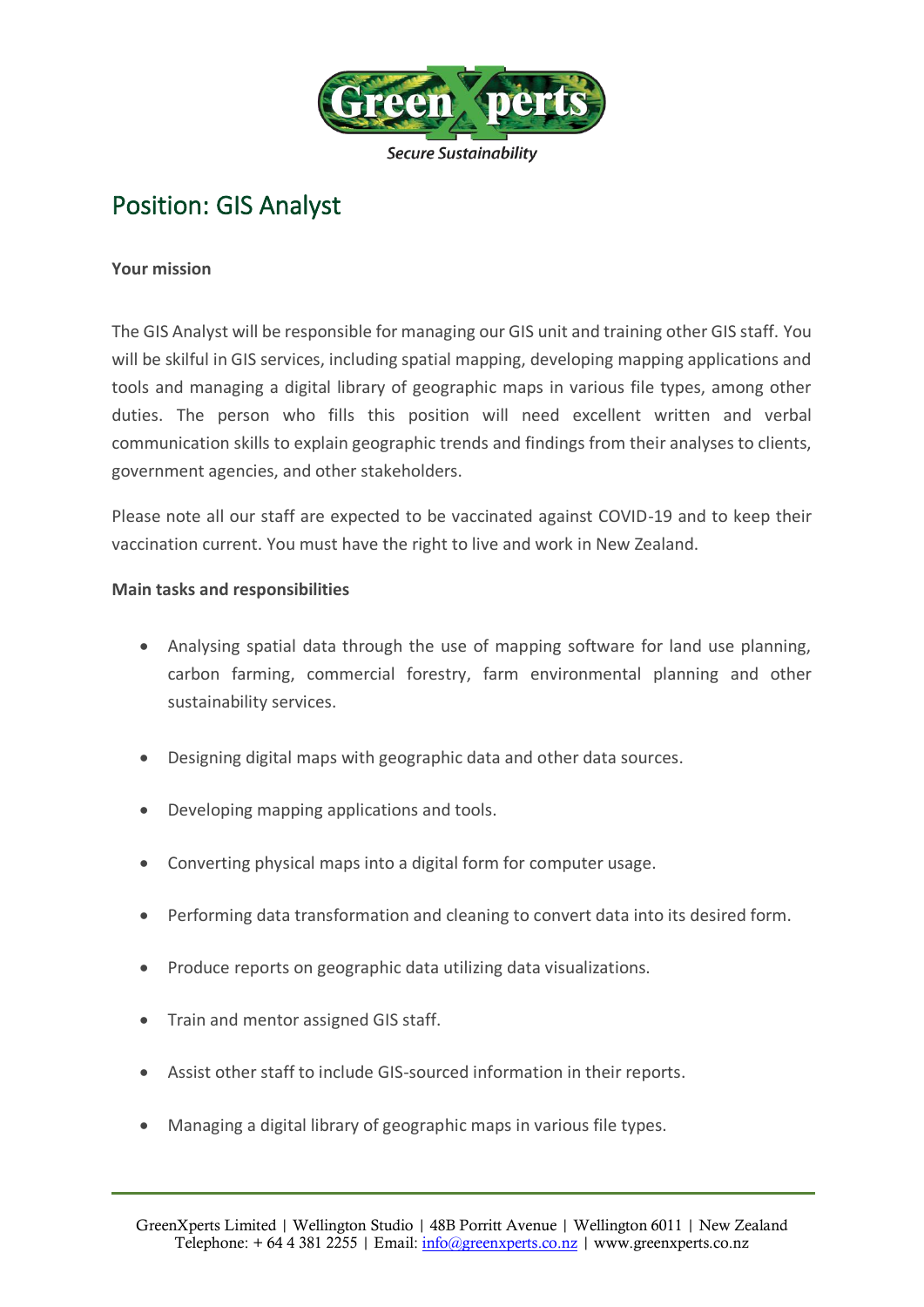GreenXperts

*Secure Sustainability*

# Position: GIS Analyst

**Your mission**

The GIS Analyst will be responsible for managing our GIS unit and training other GIS staff. You will be skilful in GIS services, including spatial mapping, developing mapping applications and tools and managing a digital library of geographic maps in various file types, among other duties. The person who fills this position will need excellent written and verbal communication skills to explain geographic trends and findings from their analyses to clients, government agencies, and other stakeholders.

Please note all our staff are expected to be vaccinated against COVID-19 and to keep their vaccination current. You must have the right to live and work in New Zealand.

**Main tasks and responsibilities**

- Analysing spatial data through the use of mapping software for land use planning, carbon farming, commercial forestry, farm environmental planning and other sustainability services.
- Designing digital maps with geographic data and other data sources.
- Developing mapping applications and tools.
- Converting physical maps into a digital form for computer usage.
- Performing data transformation and cleaning to convert data into its desired form.
- Produce reports on geographic data utilizing data visualizations.
- Train and mentor assigned GIS staff.
- Assist other staff to include GIS-sourced information in their reports.
- Managing a digital library of geographic maps in various file types.

GreenXperts Limited | Wellington Studio | 48B Porritt Avenue | Wellington 6011 | New Zealand
Telephone: + 64 4 381 2255 | Email: info@greenxperts.co.nz | www.greenxperts.co.nz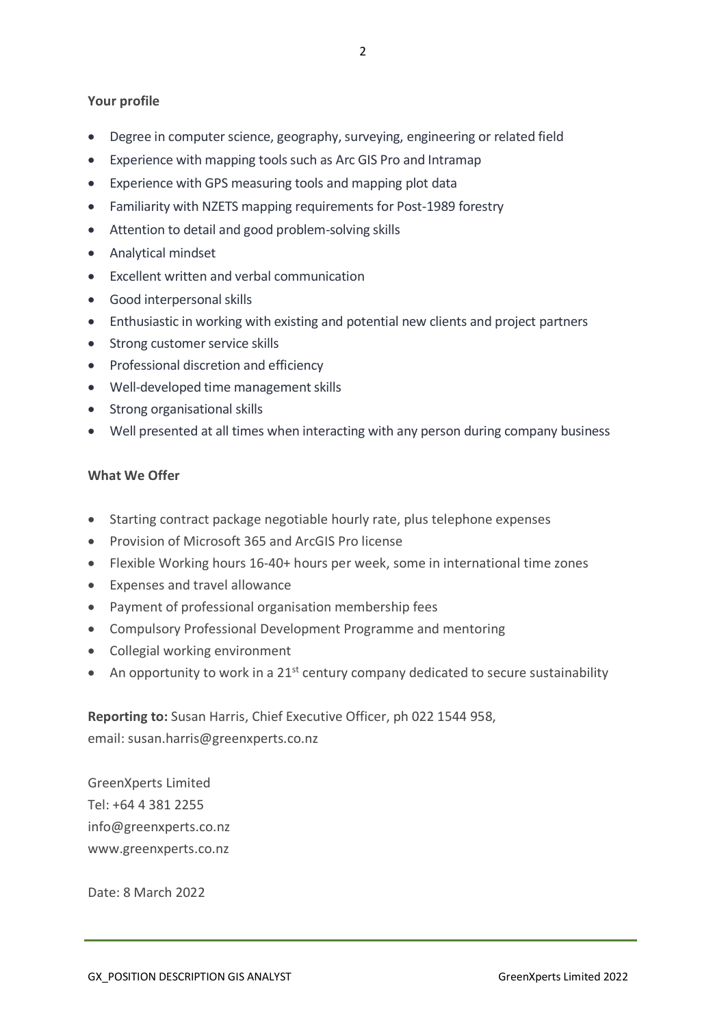**Your profile**

- Degree in computer science, geography, surveying, engineering or related field
- Experience with mapping tools such as Arc GIS Pro and Intramap
- Experience with GPS measuring tools and mapping plot data
- Familiarity with NZETS mapping requirements for Post-1989 forestry
- Attention to detail and good problem-solving skills
- Analytical mindset
- Excellent written and verbal communication
- Good interpersonal skills
- Enthusiastic in working with existing and potential new clients and project partners
- Strong customer service skills
- Professional discretion and efficiency
- Well-developed time management skills
- Strong organisational skills
- Well presented at all times when interacting with any person during company business

**What We Offer**

- Starting contract package negotiable hourly rate, plus telephone expenses
- Provision of Microsoft 365 and ArcGIS Pro license
- Flexible Working hours 16-40+ hours per week, some in international time zones
- Expenses and travel allowance
- Payment of professional organisation membership fees
- Compulsory Professional Development Programme and mentoring
- Collegial working environment
- An opportunity to work in a 21st century company dedicated to secure sustainability

**Reporting to:** Susan Harris, Chief Executive Officer, ph 022 1544 958,
email: susan.harris@greenxperts.co.nz

GreenXperts Limited
Tel: +64 4 381 2255
info@greenxperts.co.nz
www.greenxperts.co.nz

Date: 8 March 2022